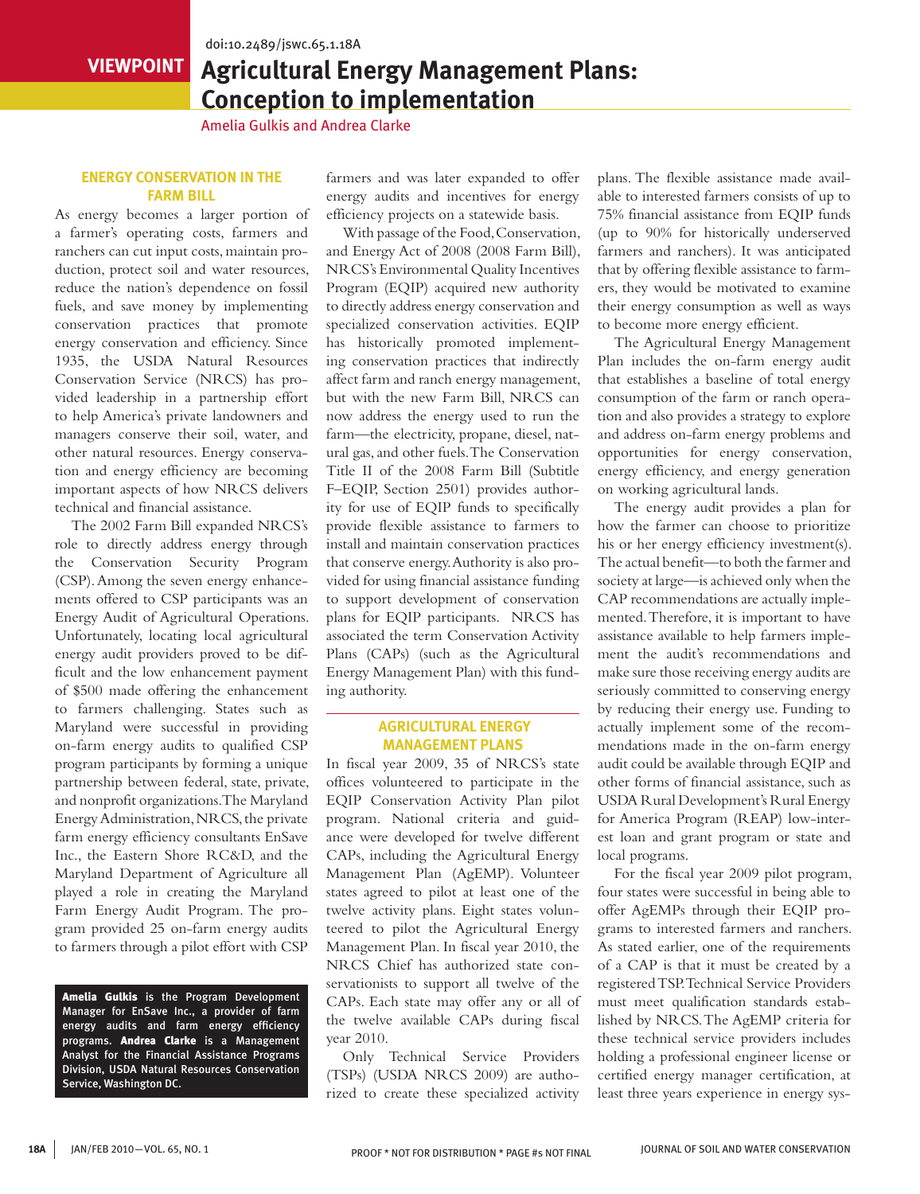doi:10.2489/jswc.65.1.18A

VIEWPOINT

# Agricultural Energy Management Plans: Conception to implementation

Amelia Gulkis and Andrea Clarke

## ENERGY CONSERVATION IN THE FARM BILL

As energy becomes a larger portion of a farmer's operating costs, farmers and ranchers can cut input costs, maintain production, protect soil and water resources, reduce the nation's dependence on fossil fuels, and save money by implementing conservation practices that promote energy conservation and efficiency. Since 1935, the USDA Natural Resources Conservation Service (NRCS) has provided leadership in a partnership effort to help America's private landowners and managers conserve their soil, water, and other natural resources. Energy conservation and energy efficiency are becoming important aspects of how NRCS delivers technical and financial assistance.

The 2002 Farm Bill expanded NRCS's role to directly address energy through the Conservation Security Program (CSP). Among the seven energy enhancements offered to CSP participants was an Energy Audit of Agricultural Operations. Unfortunately, locating local agricultural energy audit providers proved to be difficult and the low enhancement payment of $500 made offering the enhancement to farmers challenging. States such as Maryland were successful in providing on-farm energy audits to qualified CSP program participants by forming a unique partnership between federal, state, private, and nonprofit organizations. The Maryland Energy Administration, NRCS, the private farm energy efficiency consultants EnSave Inc., the Eastern Shore RC&D, and the Maryland Department of Agriculture all played a role in creating the Maryland Farm Energy Audit Program. The program provided 25 on-farm energy audits to farmers through a pilot effort with CSP farmers and was later expanded to offer energy audits and incentives for energy efficiency projects on a statewide basis.

With passage of the Food, Conservation, and Energy Act of 2008 (2008 Farm Bill), NRCS's Environmental Quality Incentives Program (EQIP) acquired new authority to directly address energy conservation and specialized conservation activities. EQIP has historically promoted implementing conservation practices that indirectly affect farm and ranch energy management, but with the new Farm Bill, NRCS can now address the energy used to run the farm—the electricity, propane, diesel, natural gas, and other fuels. The Conservation Title II of the 2008 Farm Bill (Subtitle F–EQIP, Section 2501) provides authority for use of EQIP funds to specifically provide flexible assistance to farmers to install and maintain conservation practices that conserve energy. Authority is also provided for using financial assistance funding to support development of conservation plans for EQIP participants. NRCS has associated the term Conservation Activity Plans (CAPs) (such as the Agricultural Energy Management Plan) with this funding authority.

## AGRICULTURAL ENERGY MANAGEMENT PLANS

In fiscal year 2009, 35 of NRCS's state offices volunteered to participate in the EQIP Conservation Activity Plan pilot program. National criteria and guidance were developed for twelve different CAPs, including the Agricultural Energy Management Plan (AgEMP). Volunteer states agreed to pilot at least one of the twelve activity plans. Eight states volunteered to pilot the Agricultural Energy Management Plan. In fiscal year 2010, the NRCS Chief has authorized state conservationists to support all twelve of the CAPs. Each state may offer any or all of the twelve available CAPs during fiscal year 2010.

Only Technical Service Providers (TSPs) (USDA NRCS 2009) are authorized to create these specialized activity plans. The flexible assistance made available to interested farmers consists of up to 75% financial assistance from EQIP funds (up to 90% for historically underserved farmers and ranchers). It was anticipated that by offering flexible assistance to farmers, they would be motivated to examine their energy consumption as well as ways to become more energy efficient.

The Agricultural Energy Management Plan includes the on-farm energy audit that establishes a baseline of total energy consumption of the farm or ranch operation and also provides a strategy to explore and address on-farm energy problems and opportunities for energy conservation, energy efficiency, and energy generation on working agricultural lands.

The energy audit provides a plan for how the farmer can choose to prioritize his or her energy efficiency investment(s). The actual benefit—to both the farmer and society at large—is achieved only when the CAP recommendations are actually implemented. Therefore, it is important to have assistance available to help farmers implement the audit's recommendations and make sure those receiving energy audits are seriously committed to conserving energy by reducing their energy use. Funding to actually implement some of the recommendations made in the on-farm energy audit could be available through EQIP and other forms of financial assistance, such as USDA Rural Development's Rural Energy for America Program (REAP) low-interest loan and grant program or state and local programs.

For the fiscal year 2009 pilot program, four states were successful in being able to offer AgEMPs through their EQIP programs to interested farmers and ranchers. As stated earlier, one of the requirements of a CAP is that it must be created by a registered TSP. Technical Service Providers must meet qualification standards established by NRCS. The AgEMP criteria for these technical service providers includes holding a professional engineer license or certified energy manager certification, at least three years experience in energy sys-

**Amelia Gulkis** is the Program Development Manager for EnSave Inc., a provider of farm energy audits and farm energy efficiency programs. **Andrea Clarke** is a Management Analyst for the Financial Assistance Programs Division, USDA Natural Resources Conservation Service, Washington DC.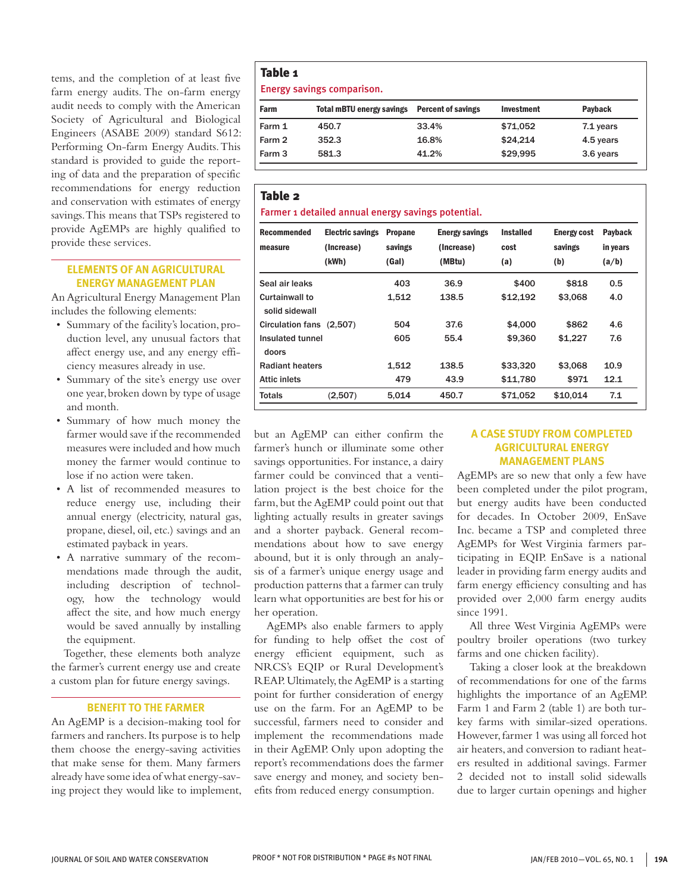tems, and the completion of at least five farm energy audits. The on-farm energy audit needs to comply with the American Society of Agricultural and Biological Engineers (ASABE 2009) standard S612: Performing On-farm Energy Audits. This standard is provided to guide the reporting of data and the preparation of specific recommendations for energy reduction and conservation with estimates of energy savings. This means that TSPs registered to provide AgEMPs are highly qualified to provide these services.

## ELEMENTS OF AN AGRICULTURAL ENERGY MANAGEMENT PLAN

An Agricultural Energy Management Plan includes the following elements:

- Summary of the facility's location, production level, any unusual factors that affect energy use, and any energy efficiency measures already in use.
- Summary of the site's energy use over one year, broken down by type of usage and month.
- Summary of how much money the farmer would save if the recommended measures were included and how much money the farmer would continue to lose if no action were taken.
- A list of recommended measures to reduce energy use, including their annual energy (electricity, natural gas, propane, diesel, oil, etc.) savings and an estimated payback in years.
- A narrative summary of the recommendations made through the audit, including description of technology, how the technology would affect the site, and how much energy would be saved annually by installing the equipment.

Together, these elements both analyze the farmer's current energy use and create a custom plan for future energy savings.

## BENEFIT TO THE FARMER

An AgEMP is a decision-making tool for farmers and ranchers. Its purpose is to help them choose the energy-saving activities that make sense for them. Many farmers already have some idea of what energy-saving project they would like to implement, but an AgEMP can either confirm the farmer's hunch or illuminate some other savings opportunities. For instance, a dairy farmer could be convinced that a ventilation project is the best choice for the farm, but the AgEMP could point out that lighting actually results in greater savings and a shorter payback. General recommendations about how to save energy abound, but it is only through an analysis of a farmer's unique energy usage and production patterns that a farmer can truly learn what opportunities are best for his or her operation.

AgEMPs also enable farmers to apply for funding to help offset the cost of energy efficient equipment, such as NRCS's EQIP or Rural Development's REAP. Ultimately, the AgEMP is a starting point for further consideration of energy use on the farm. For an AgEMP to be successful, farmers need to consider and implement the recommendations made in their AgEMP. Only upon adopting the report's recommendations does the farmer save energy and money, and society benefits from reduced energy consumption.

**Table 1**
Energy savings comparison.

| Farm | Total mBTU energy savings | Percent of savings | Investment | Payback |
|---|---|---|---|---|
| Farm 1 | 450.7 | 33.4% | $71,052 | 7.1 years |
| Farm 2 | 352.3 | 16.8% | $24,214 | 4.5 years |
| Farm 3 | 581.3 | 41.2% | $29,995 | 3.6 years |

**Table 2**
Farmer 1 detailed annual energy savings potential.

| Recommended measure | Electric savings (Increase) (kWh) | Propane savings (Gal) | Energy savings (Increase) (MBtu) | Installed cost (a) | Energy cost savings (b) | Payback in years (a/b) |
|---|---|---|---|---|---|---|
| Seal air leaks | | 403 | 36.9 | $400 | $818 | 0.5 |
| Curtainwall to solid sidewall | | 1,512 | 138.5 | $12,192 | $3,068 | 4.0 |
| Circulation fans | (2,507) | 504 | 37.6 | $4,000 | $862 | 4.6 |
| Insulated tunnel doors | | 605 | 55.4 | $9,360 | $1,227 | 7.6 |
| Radiant heaters | | 1,512 | 138.5 | $33,320 | $3,068 | 10.9 |
| Attic inlets | | 479 | 43.9 | $11,780 | $971 | 12.1 |
| Totals | (2,507) | 5,014 | 450.7 | $71,052 | $10,014 | 7.1 |

## A CASE STUDY FROM COMPLETED AGRICULTURAL ENERGY MANAGEMENT PLANS

AgEMPs are so new that only a few have been completed under the pilot program, but energy audits have been conducted for decades. In October 2009, EnSave Inc. became a TSP and completed three AgEMPs for West Virginia farmers participating in EQIP. EnSave is a national leader in providing farm energy audits and farm energy efficiency consulting and has provided over 2,000 farm energy audits since 1991.

All three West Virginia AgEMPs were poultry broiler operations (two turkey farms and one chicken facility).

Taking a closer look at the breakdown of recommendations for one of the farms highlights the importance of an AgEMP. Farm 1 and Farm 2 (table 1) are both turkey farms with similar-sized operations. However, farmer 1 was using all forced hot air heaters, and conversion to radiant heaters resulted in additional savings. Farmer 2 decided not to install solid sidewalls due to larger curtain openings and higher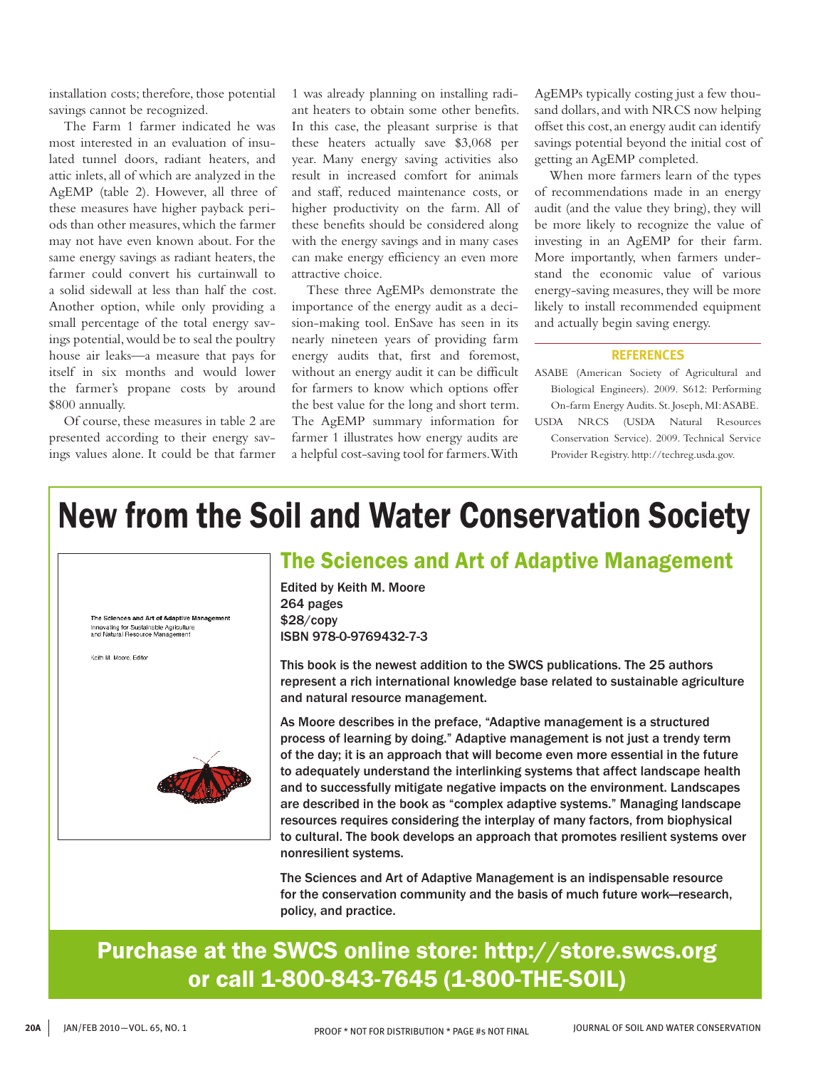installation costs; therefore, those potential savings cannot be recognized.

The Farm 1 farmer indicated he was most interested in an evaluation of insulated tunnel doors, radiant heaters, and attic inlets, all of which are analyzed in the AgEMP (table 2). However, all three of these measures have higher payback periods than other measures, which the farmer may not have even known about. For the same energy savings as radiant heaters, the farmer could convert his curtainwall to a solid sidewall at less than half the cost. Another option, while only providing a small percentage of the total energy savings potential, would be to seal the poultry house air leaks—a measure that pays for itself in six months and would lower the farmer's propane costs by around $800 annually.

Of course, these measures in table 2 are presented according to their energy savings values alone. It could be that farmer 1 was already planning on installing radiant heaters to obtain some other benefits. In this case, the pleasant surprise is that these heaters actually save $3,068 per year. Many energy saving activities also result in increased comfort for animals and staff, reduced maintenance costs, or higher productivity on the farm. All of these benefits should be considered along with the energy savings and in many cases can make energy efficiency an even more attractive choice.

These three AgEMPs demonstrate the importance of the energy audit as a decision-making tool. EnSave has seen in its nearly nineteen years of providing farm energy audits that, first and foremost, without an energy audit it can be difficult for farmers to know which options offer the best value for the long and short term. The AgEMP summary information for farmer 1 illustrates how energy audits are a helpful cost-saving tool for farmers. With AgEMPs typically costing just a few thousand dollars, and with NRCS now helping offset this cost, an energy audit can identify savings potential beyond the initial cost of getting an AgEMP completed.

When more farmers learn of the types of recommendations made in an energy audit (and the value they bring), they will be more likely to recognize the value of investing in an AgEMP for their farm. More importantly, when farmers understand the economic value of various energy-saving measures, they will be more likely to install recommended equipment and actually begin saving energy.

## REFERENCES

ASABE (American Society of Agricultural and Biological Engineers). 2009. S612: Performing On-farm Energy Audits. St. Joseph, MI: ASABE.

USDA NRCS (USDA Natural Resources Conservation Service). 2009. Technical Service Provider Registry. http://techreg.usda.gov.

# New from the Soil and Water Conservation Society

The Sciences and Art of Adaptive Management
Innovating for Sustainable Agriculture and Natural Resource Management

Keith M. Moore, Editor

## The Sciences and Art of Adaptive Management

**Edited by Keith M. Moore**
**264 pages**
**$28/copy**
**ISBN 978-0-9769432-7-3**

This book is the newest addition to the SWCS publications. The 25 authors represent a rich international knowledge base related to sustainable agriculture and natural resource management.

As Moore describes in the preface, "Adaptive management is a structured process of learning by doing." Adaptive management is not just a trendy term of the day; it is an approach that will become even more essential in the future to adequately understand the interlinking systems that affect landscape health and to successfully mitigate negative impacts on the environment. Landscapes are described in the book as "complex adaptive systems." Managing landscape resources requires considering the interplay of many factors, from biophysical to cultural. The book develops an approach that promotes resilient systems over nonresilient systems.

The Sciences and Art of Adaptive Management is an indispensable resource for the conservation community and the basis of much future work—research, policy, and practice.

## Purchase at the SWCS online store: http://store.swcs.org or call 1-800-843-7645 (1-800-THE-SOIL)

PROOF * NOT FOR DISTRIBUTION * PAGE #s NOT FINAL